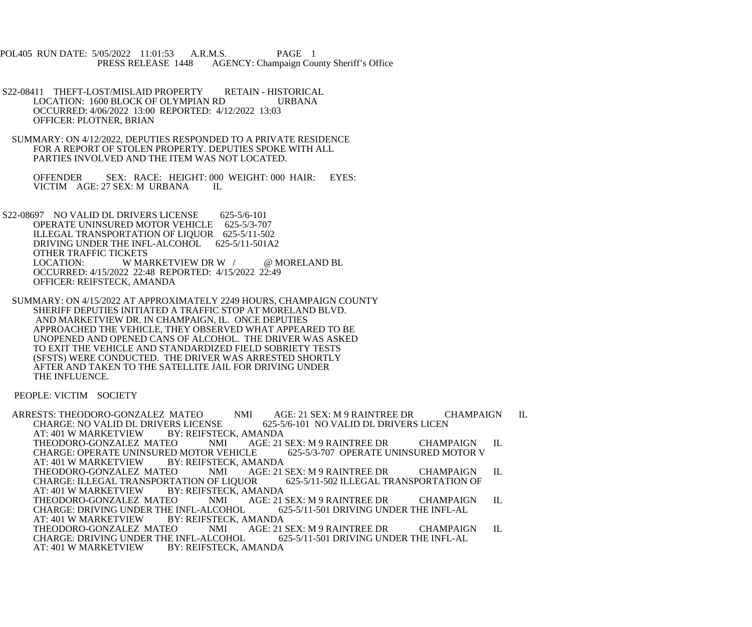POL405 RUN DATE: 5/05/2022 11:01:53 A.R.M.S. PAGE 1
PRESS RELEASE 1448 AGENCY: Champaign County Sheriff's Office

S22-08411 THEFT-LOST/MISLAID PROPERTY RETAIN - HISTORICAL
LOCATION: 1600 BLOCK OF OLYMPIAN RD URBANA
OCCURRED: 4/06/2022 13:00 REPORTED: 4/12/2022 13:03
OFFICER: PLOTNER, BRIAN

SUMMARY: ON 4/12/2022, DEPUTIES RESPONDED TO A PRIVATE RESIDENCE FOR A REPORT OF STOLEN PROPERTY. DEPUTIES SPOKE WITH ALL PARTIES INVOLVED AND THE ITEM WAS NOT LOCATED.

OFFENDER SEX: RACE: HEIGHT: 000 WEIGHT: 000 HAIR: EYES:
VICTIM AGE: 27 SEX: M URBANA IL

S22-08697 NO VALID DL DRIVERS LICENSE 625-5/6-101
OPERATE UNINSURED MOTOR VEHICLE 625-5/3-707
ILLEGAL TRANSPORTATION OF LIQUOR 625-5/11-502
DRIVING UNDER THE INFL-ALCOHOL 625-5/11-501A2
OTHER TRAFFIC TICKETS
LOCATION: W MARKETVIEW DR W / @ MORELAND BL
OCCURRED: 4/15/2022 22:48 REPORTED: 4/15/2022 22:49
OFFICER: REIFSTECK, AMANDA

SUMMARY: ON 4/15/2022 AT APPROXIMATELY 2249 HOURS, CHAMPAIGN COUNTY SHERIFF DEPUTIES INITIATED A TRAFFIC STOP AT MORELAND BLVD. AND MARKETVIEW DR. IN CHAMPAIGN, IL. ONCE DEPUTIES APPROACHED THE VEHICLE, THEY OBSERVED WHAT APPEARED TO BE UNOPENED AND OPENED CANS OF ALCOHOL. THE DRIVER WAS ASKED TO EXIT THE VEHICLE AND STANDARDIZED FIELD SOBRIETY TESTS (SFSTS) WERE CONDUCTED. THE DRIVER WAS ARRESTED SHORTLY AFTER AND TAKEN TO THE SATELLITE JAIL FOR DRIVING UNDER THE INFLUENCE.

PEOPLE: VICTIM SOCIETY

ARRESTS: THEODORO-GONZALEZ MATEO NMI AGE: 21 SEX: M 9 RAINTREE DR CHAMPAIGN IL
CHARGE: NO VALID DL DRIVERS LICENSE 625-5/6-101 NO VALID DL DRIVERS LICEN
AT: 401 W MARKETVIEW BY: REIFSTECK, AMANDA
THEODORO-GONZALEZ MATEO NMI AGE: 21 SEX: M 9 RAINTREE DR CHAMPAIGN IL
CHARGE: OPERATE UNINSURED MOTOR VEHICLE 625-5/3-707 OPERATE UNINSURED MOTOR V
AT: 401 W MARKETVIEW BY: REIFSTECK, AMANDA
THEODORO-GONZALEZ MATEO NMI AGE: 21 SEX: M 9 RAINTREE DR CHAMPAIGN IL
CHARGE: ILLEGAL TRANSPORTATION OF LIQUOR 625-5/11-502 ILLEGAL TRANSPORTATION OF
AT: 401 W MARKETVIEW BY: REIFSTECK, AMANDA
THEODORO-GONZALEZ MATEO NMI AGE: 21 SEX: M 9 RAINTREE DR CHAMPAIGN IL
CHARGE: DRIVING UNDER THE INFL-ALCOHOL 625-5/11-501 DRIVING UNDER THE INFL-AL
AT: 401 W MARKETVIEW BY: REIFSTECK, AMANDA
THEODORO-GONZALEZ MATEO NMI AGE: 21 SEX: M 9 RAINTREE DR CHAMPAIGN IL
CHARGE: DRIVING UNDER THE INFL-ALCOHOL 625-5/11-501 DRIVING UNDER THE INFL-AL
AT: 401 W MARKETVIEW BY: REIFSTECK, AMANDA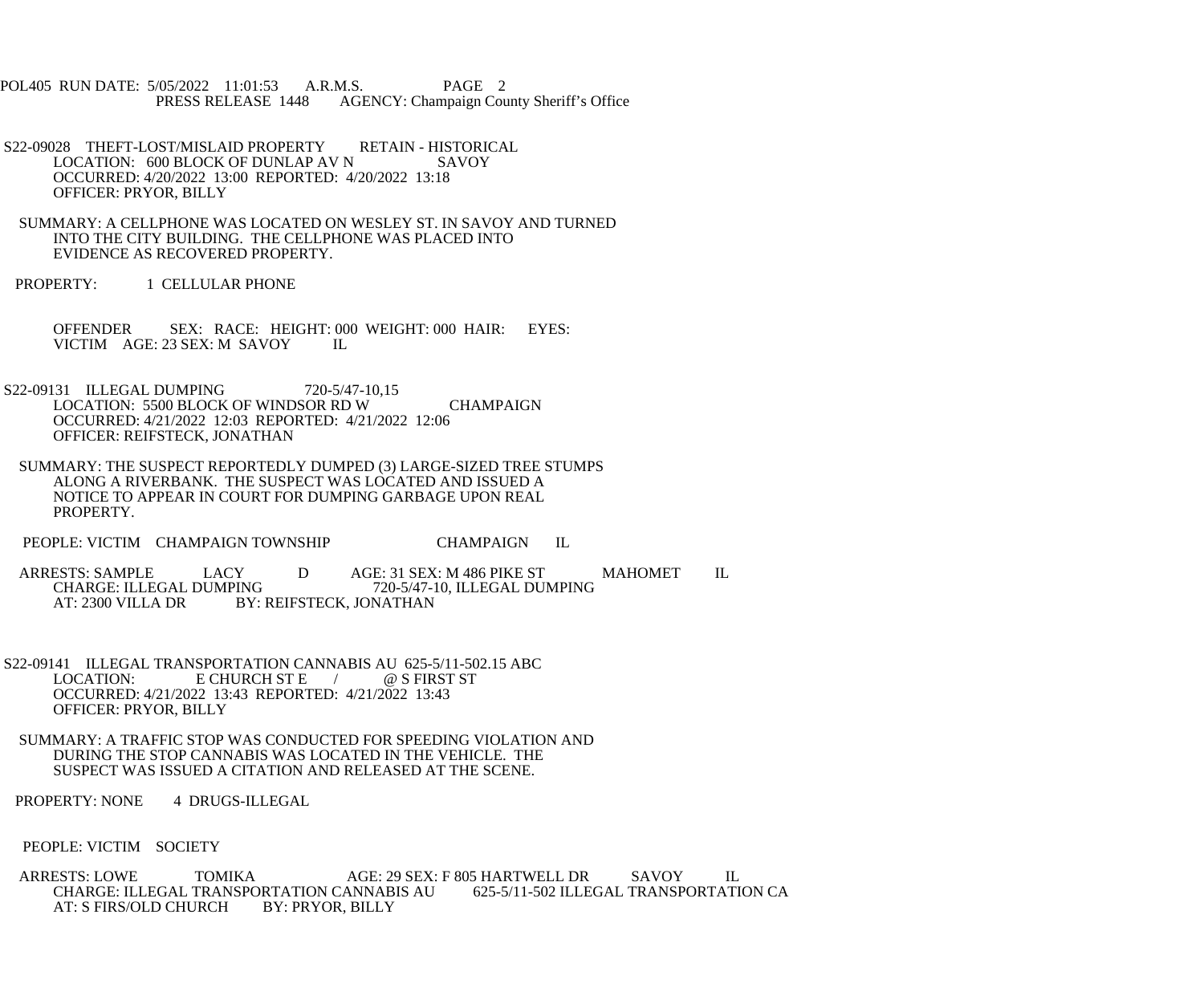S22-09028 THEFT-LOST/MISLAID PROPERTY RETAIN - HISTORICAL
LOCATION: 600 BLOCK OF DUNLAP AV N SAVOY
OCCURRED: 4/20/2022 13:00 REPORTED: 4/20/2022 13:18
OFFICER: PRYOR, BILLY

SUMMARY: A CELLPHONE WAS LOCATED ON WESLEY ST. IN SAVOY AND TURNED INTO THE CITY BUILDING. THE CELLPHONE WAS PLACED INTO EVIDENCE AS RECOVERED PROPERTY.

PROPERTY: 1 CELLULAR PHONE

OFFENDER SEX: RACE: HEIGHT: 000 WEIGHT: 000 HAIR: EYES:
VICTIM AGE: 23 SEX: M SAVOY IL

S22-09131 ILLEGAL DUMPING 720-5/47-10,15
LOCATION: 5500 BLOCK OF WINDSOR RD W CHAMPAIGN
OCCURRED: 4/21/2022 12:03 REPORTED: 4/21/2022 12:06
OFFICER: REIFSTECK, JONATHAN

SUMMARY: THE SUSPECT REPORTEDLY DUMPED (3) LARGE-SIZED TREE STUMPS ALONG A RIVERBANK. THE SUSPECT WAS LOCATED AND ISSUED A NOTICE TO APPEAR IN COURT FOR DUMPING GARBAGE UPON REAL PROPERTY.

PEOPLE: VICTIM CHAMPAIGN TOWNSHIP CHAMPAIGN IL

ARRESTS: SAMPLE LACY D AGE: 31 SEX: M 486 PIKE ST MAHOMET IL
CHARGE: ILLEGAL DUMPING 720-5/47-10, ILLEGAL DUMPING
AT: 2300 VILLA DR BY: REIFSTECK, JONATHAN

S22-09141 ILLEGAL TRANSPORTATION CANNABIS AU 625-5/11-502.15 ABC
LOCATION: E CHURCH ST E / @ S FIRST ST
OCCURRED: 4/21/2022 13:43 REPORTED: 4/21/2022 13:43
OFFICER: PRYOR, BILLY

SUMMARY: A TRAFFIC STOP WAS CONDUCTED FOR SPEEDING VIOLATION AND DURING THE STOP CANNABIS WAS LOCATED IN THE VEHICLE. THE SUSPECT WAS ISSUED A CITATION AND RELEASED AT THE SCENE.

PROPERTY: NONE 4 DRUGS-ILLEGAL

PEOPLE: VICTIM SOCIETY

ARRESTS: LOWE TOMIKA AGE: 29 SEX: F 805 HARTWELL DR SAVOY IL
CHARGE: ILLEGAL TRANSPORTATION CANNABIS AU 625-5/11-502 ILLEGAL TRANSPORTATION CA
AT: S FIRS/OLD CHURCH BY: PRYOR, BILLY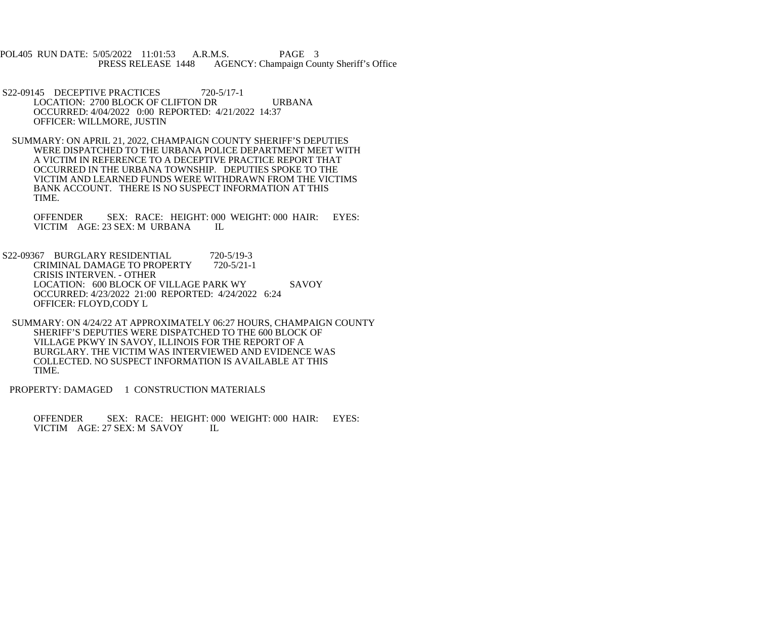S22-09145 DECEPTIVE PRACTICES 720-5/17-1
LOCATION: 2700 BLOCK OF CLIFTON DR URBANA
OCCURRED: 4/04/2022 0:00 REPORTED: 4/21/2022 14:37
OFFICER: WILLMORE, JUSTIN

SUMMARY: ON APRIL 21, 2022, CHAMPAIGN COUNTY SHERIFF'S DEPUTIES WERE DISPATCHED TO THE URBANA POLICE DEPARTMENT MEET WITH A VICTIM IN REFERENCE TO A DECEPTIVE PRACTICE REPORT THAT OCCURRED IN THE URBANA TOWNSHIP. DEPUTIES SPOKE TO THE VICTIM AND LEARNED FUNDS WERE WITHDRAWN FROM THE VICTIMS BANK ACCOUNT. THERE IS NO SUSPECT INFORMATION AT THIS TIME.

OFFENDER SEX: RACE: HEIGHT: 000 WEIGHT: 000 HAIR: EYES:
VICTIM AGE: 23 SEX: M URBANA IL

S22-09367 BURGLARY RESIDENTIAL 720-5/19-3
CRIMINAL DAMAGE TO PROPERTY 720-5/21-1
CRISIS INTERVEN. - OTHER
LOCATION: 600 BLOCK OF VILLAGE PARK WY SAVOY
OCCURRED: 4/23/2022 21:00 REPORTED: 4/24/2022 6:24
OFFICER: FLOYD,CODY L

SUMMARY: ON 4/24/22 AT APPROXIMATELY 06:27 HOURS, CHAMPAIGN COUNTY SHERIFF'S DEPUTIES WERE DISPATCHED TO THE 600 BLOCK OF VILLAGE PKWY IN SAVOY, ILLINOIS FOR THE REPORT OF A BURGLARY. THE VICTIM WAS INTERVIEWED AND EVIDENCE WAS COLLECTED. NO SUSPECT INFORMATION IS AVAILABLE AT THIS TIME.

PROPERTY: DAMAGED 1 CONSTRUCTION MATERIALS

OFFENDER SEX: RACE: HEIGHT: 000 WEIGHT: 000 HAIR: EYES:
VICTIM AGE: 27 SEX: M SAVOY IL